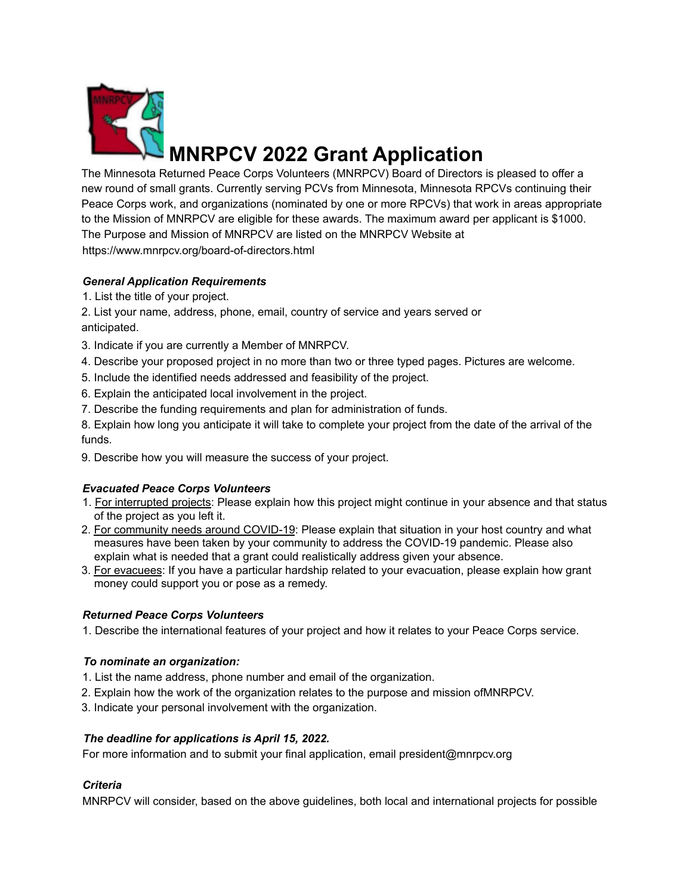# MNRPCV 2022 Grant Application

The Minnesota Returned Peace Corps Volunteers (MNRPCV) Board of Directors is pleased to offer a new round of small grants. Currently serving PCVs from Minnesota, Minnesota RPCVs continuing their Peace Corps work, and organizations (nominated by one or more RPCVs) that work in areas appropriate to the Mission of MNRPCV are eligible for these awards. The maximum award per applicant is $1000. The Purpose and Mission of MNRPCV are listed on the MNRPCV Website at https://www.mnrpcv.org/board-of-directors.html

***General Application Requirements***

1. List the title of your project.
2. List your name, address, phone, email, country of service and years served or anticipated.
3. Indicate if you are currently a Member of MNRPCV.
4. Describe your proposed project in no more than two or three typed pages. Pictures are welcome.
5. Include the identified needs addressed and feasibility of the project.
6. Explain the anticipated local involvement in the project.
7. Describe the funding requirements and plan for administration of funds.
8. Explain how long you anticipate it will take to complete your project from the date of the arrival of the funds.
9. Describe how you will measure the success of your project.

***Evacuated Peace Corps Volunteers***

1. For interrupted projects: Please explain how this project might continue in your absence and that status of the project as you left it.
2. For community needs around COVID-19: Please explain that situation in your host country and what measures have been taken by your community to address the COVID-19 pandemic. Please also explain what is needed that a grant could realistically address given your absence.
3. For evacuees: If you have a particular hardship related to your evacuation, please explain how grant money could support you or pose as a remedy.

***Returned Peace Corps Volunteers***

1. Describe the international features of your project and how it relates to your Peace Corps service.

***To nominate an organization:***

1. List the name address, phone number and email of the organization.
2. Explain how the work of the organization relates to the purpose and mission ofMNRPCV.
3. Indicate your personal involvement with the organization.

***The deadline for applications is April 15, 2022.***

For more information and to submit your final application, email president@mnrpcv.org

***Criteria***

MNRPCV will consider, based on the above guidelines, both local and international projects for possible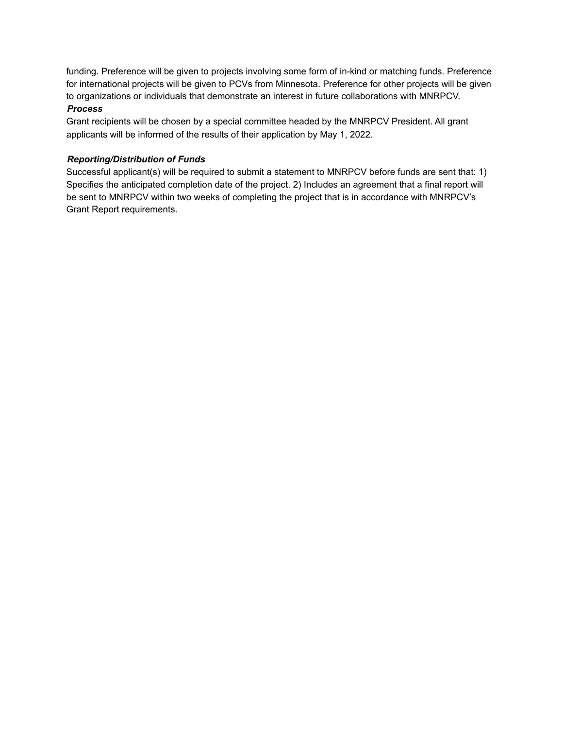funding. Preference will be given to projects involving some form of in-kind or matching funds. Preference for international projects will be given to PCVs from Minnesota. Preference for other projects will be given to organizations or individuals that demonstrate an interest in future collaborations with MNRPCV.

***Process***

Grant recipients will be chosen by a special committee headed by the MNRPCV President. All grant applicants will be informed of the results of their application by May 1, 2022.

***Reporting/Distribution of Funds***

Successful applicant(s) will be required to submit a statement to MNRPCV before funds are sent that: 1) Specifies the anticipated completion date of the project. 2) Includes an agreement that a final report will be sent to MNRPCV within two weeks of completing the project that is in accordance with MNRPCV's Grant Report requirements.